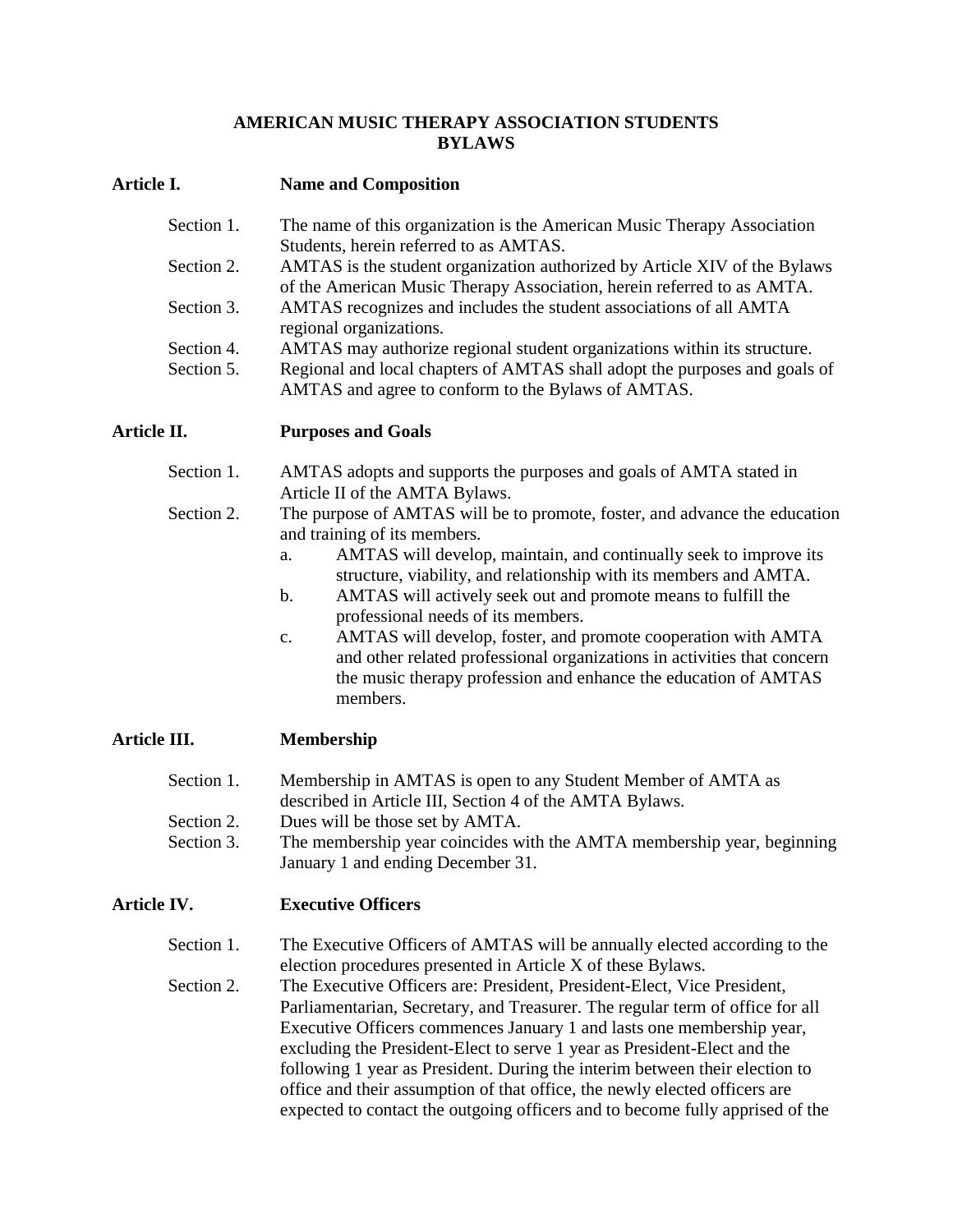# AMERICAN MUSIC THERAPY ASSOCIATION STUDENTS BYLAWS

## Article I. Name and Composition

Section 1. The name of this organization is the American Music Therapy Association Students, herein referred to as AMTAS.

Section 2. AMTAS is the student organization authorized by Article XIV of the Bylaws of the American Music Therapy Association, herein referred to as AMTA.

Section 3. AMTAS recognizes and includes the student associations of all AMTA regional organizations.

Section 4. AMTAS may authorize regional student organizations within its structure.

Section 5. Regional and local chapters of AMTAS shall adopt the purposes and goals of AMTAS and agree to conform to the Bylaws of AMTAS.

## Article II. Purposes and Goals

Section 1. AMTAS adopts and supports the purposes and goals of AMTA stated in Article II of the AMTA Bylaws.

Section 2. The purpose of AMTAS will be to promote, foster, and advance the education and training of its members.

- a. AMTAS will develop, maintain, and continually seek to improve its structure, viability, and relationship with its members and AMTA.
- b. AMTAS will actively seek out and promote means to fulfill the professional needs of its members.
- c. AMTAS will develop, foster, and promote cooperation with AMTA and other related professional organizations in activities that concern the music therapy profession and enhance the education of AMTAS members.

## Article III. Membership

Section 1. Membership in AMTAS is open to any Student Member of AMTA as described in Article III, Section 4 of the AMTA Bylaws.

Section 2. Dues will be those set by AMTA.

Section 3. The membership year coincides with the AMTA membership year, beginning January 1 and ending December 31.

## Article IV. Executive Officers

Section 1. The Executive Officers of AMTAS will be annually elected according to the election procedures presented in Article X of these Bylaws.

Section 2. The Executive Officers are: President, President-Elect, Vice President, Parliamentarian, Secretary, and Treasurer. The regular term of office for all Executive Officers commences January 1 and lasts one membership year, excluding the President-Elect to serve 1 year as President-Elect and the following 1 year as President. During the interim between their election to office and their assumption of that office, the newly elected officers are expected to contact the outgoing officers and to become fully apprised of the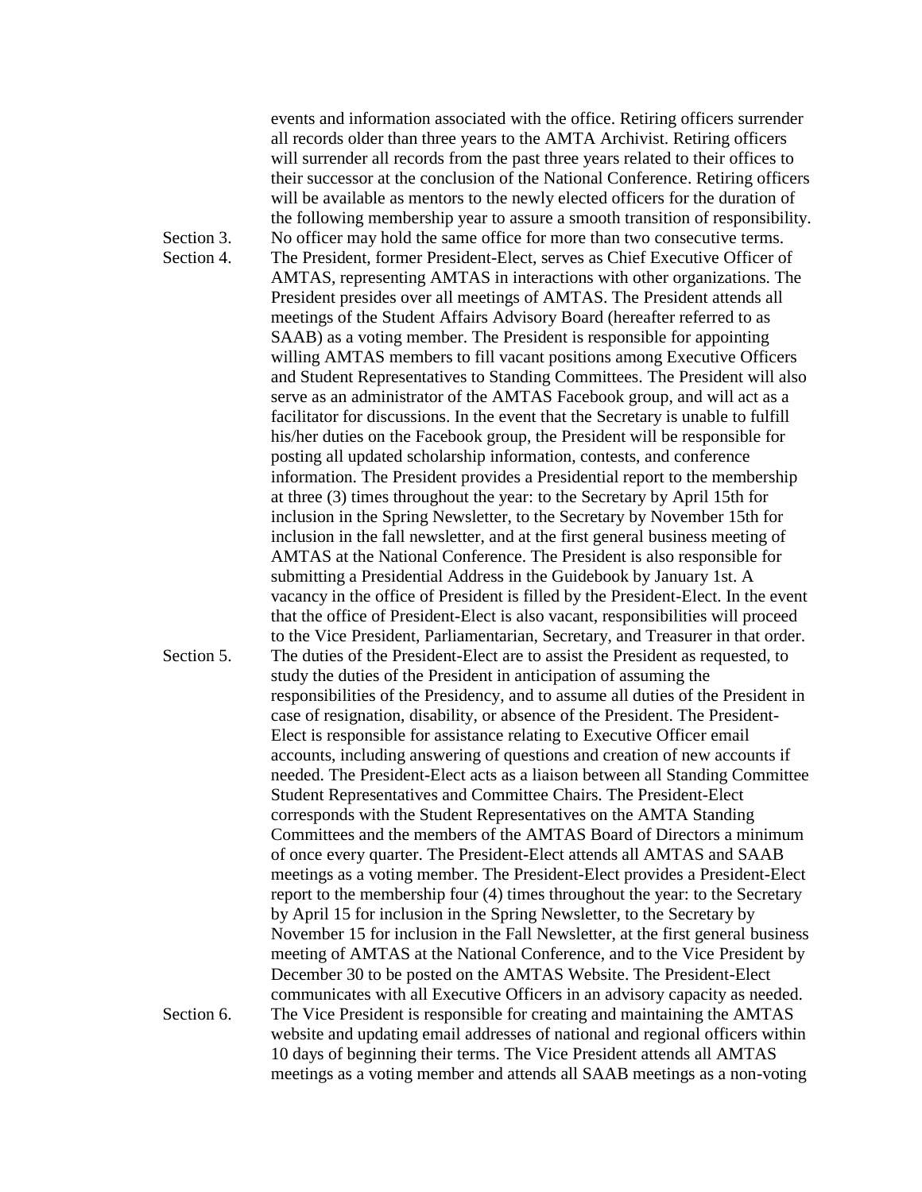events and information associated with the office. Retiring officers surrender all records older than three years to the AMTA Archivist. Retiring officers will surrender all records from the past three years related to their offices to their successor at the conclusion of the National Conference. Retiring officers will be available as mentors to the newly elected officers for the duration of the following membership year to assure a smooth transition of responsibility.

Section 3. No officer may hold the same office for more than two consecutive terms.

Section 4. The President, former President-Elect, serves as Chief Executive Officer of AMTAS, representing AMTAS in interactions with other organizations. The President presides over all meetings of AMTAS. The President attends all meetings of the Student Affairs Advisory Board (hereafter referred to as SAAB) as a voting member. The President is responsible for appointing willing AMTAS members to fill vacant positions among Executive Officers and Student Representatives to Standing Committees. The President will also serve as an administrator of the AMTAS Facebook group, and will act as a facilitator for discussions. In the event that the Secretary is unable to fulfill his/her duties on the Facebook group, the President will be responsible for posting all updated scholarship information, contests, and conference information. The President provides a Presidential report to the membership at three (3) times throughout the year: to the Secretary by April 15th for inclusion in the Spring Newsletter, to the Secretary by November 15th for inclusion in the fall newsletter, and at the first general business meeting of AMTAS at the National Conference. The President is also responsible for submitting a Presidential Address in the Guidebook by January 1st. A vacancy in the office of President is filled by the President-Elect. In the event that the office of President-Elect is also vacant, responsibilities will proceed to the Vice President, Parliamentarian, Secretary, and Treasurer in that order.

Section 5. The duties of the President-Elect are to assist the President as requested, to study the duties of the President in anticipation of assuming the responsibilities of the Presidency, and to assume all duties of the President in case of resignation, disability, or absence of the President. The President-Elect is responsible for assistance relating to Executive Officer email accounts, including answering of questions and creation of new accounts if needed. The President-Elect acts as a liaison between all Standing Committee Student Representatives and Committee Chairs. The President-Elect corresponds with the Student Representatives on the AMTA Standing Committees and the members of the AMTAS Board of Directors a minimum of once every quarter. The President-Elect attends all AMTAS and SAAB meetings as a voting member. The President-Elect provides a President-Elect report to the membership four (4) times throughout the year: to the Secretary by April 15 for inclusion in the Spring Newsletter, to the Secretary by November 15 for inclusion in the Fall Newsletter, at the first general business meeting of AMTAS at the National Conference, and to the Vice President by December 30 to be posted on the AMTAS Website. The President-Elect communicates with all Executive Officers in an advisory capacity as needed.

Section 6. The Vice President is responsible for creating and maintaining the AMTAS website and updating email addresses of national and regional officers within 10 days of beginning their terms. The Vice President attends all AMTAS meetings as a voting member and attends all SAAB meetings as a non-voting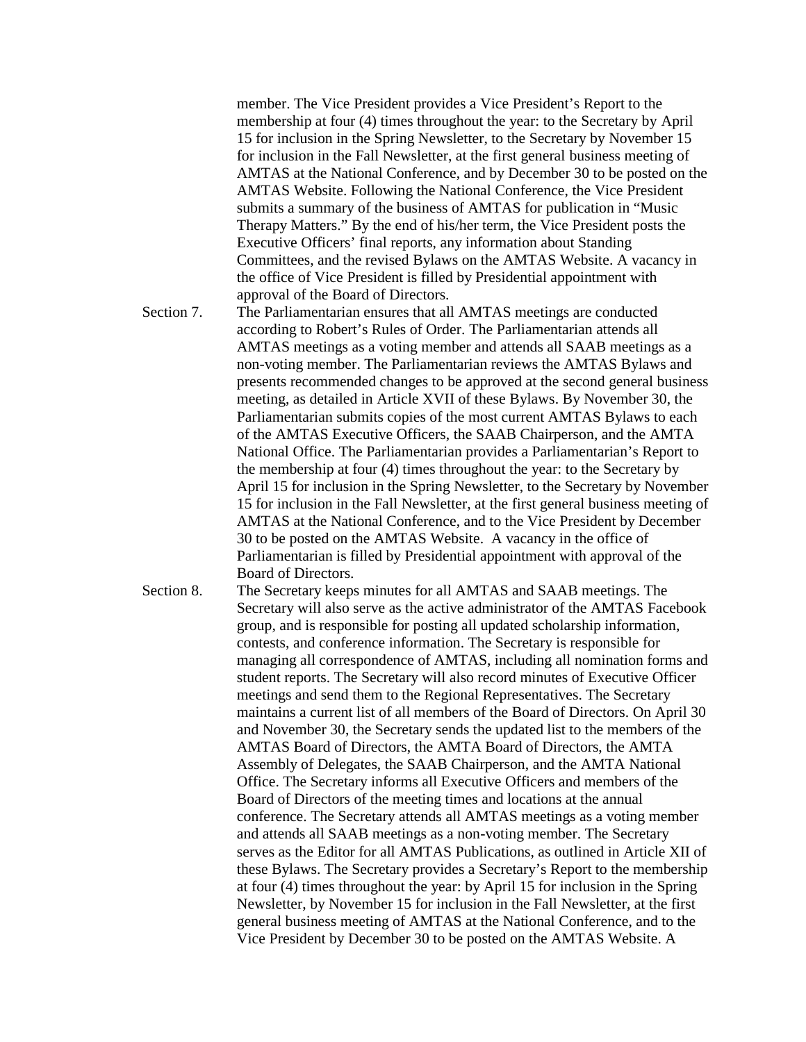member. The Vice President provides a Vice President's Report to the membership at four (4) times throughout the year: to the Secretary by April 15 for inclusion in the Spring Newsletter, to the Secretary by November 15 for inclusion in the Fall Newsletter, at the first general business meeting of AMTAS at the National Conference, and by December 30 to be posted on the AMTAS Website. Following the National Conference, the Vice President submits a summary of the business of AMTAS for publication in "Music Therapy Matters." By the end of his/her term, the Vice President posts the Executive Officers' final reports, any information about Standing Committees, and the revised Bylaws on the AMTAS Website. A vacancy in the office of Vice President is filled by Presidential appointment with approval of the Board of Directors.

Section 7. The Parliamentarian ensures that all AMTAS meetings are conducted according to Robert's Rules of Order. The Parliamentarian attends all AMTAS meetings as a voting member and attends all SAAB meetings as a non-voting member. The Parliamentarian reviews the AMTAS Bylaws and presents recommended changes to be approved at the second general business meeting, as detailed in Article XVII of these Bylaws. By November 30, the Parliamentarian submits copies of the most current AMTAS Bylaws to each of the AMTAS Executive Officers, the SAAB Chairperson, and the AMTA National Office. The Parliamentarian provides a Parliamentarian's Report to the membership at four (4) times throughout the year: to the Secretary by April 15 for inclusion in the Spring Newsletter, to the Secretary by November 15 for inclusion in the Fall Newsletter, at the first general business meeting of AMTAS at the National Conference, and to the Vice President by December 30 to be posted on the AMTAS Website. A vacancy in the office of Parliamentarian is filled by Presidential appointment with approval of the Board of Directors.

Section 8. The Secretary keeps minutes for all AMTAS and SAAB meetings. The Secretary will also serve as the active administrator of the AMTAS Facebook group, and is responsible for posting all updated scholarship information, contests, and conference information. The Secretary is responsible for managing all correspondence of AMTAS, including all nomination forms and student reports. The Secretary will also record minutes of Executive Officer meetings and send them to the Regional Representatives. The Secretary maintains a current list of all members of the Board of Directors. On April 30 and November 30, the Secretary sends the updated list to the members of the AMTAS Board of Directors, the AMTA Board of Directors, the AMTA Assembly of Delegates, the SAAB Chairperson, and the AMTA National Office. The Secretary informs all Executive Officers and members of the Board of Directors of the meeting times and locations at the annual conference. The Secretary attends all AMTAS meetings as a voting member and attends all SAAB meetings as a non-voting member. The Secretary serves as the Editor for all AMTAS Publications, as outlined in Article XII of these Bylaws. The Secretary provides a Secretary's Report to the membership at four (4) times throughout the year: by April 15 for inclusion in the Spring Newsletter, by November 15 for inclusion in the Fall Newsletter, at the first general business meeting of AMTAS at the National Conference, and to the Vice President by December 30 to be posted on the AMTAS Website. A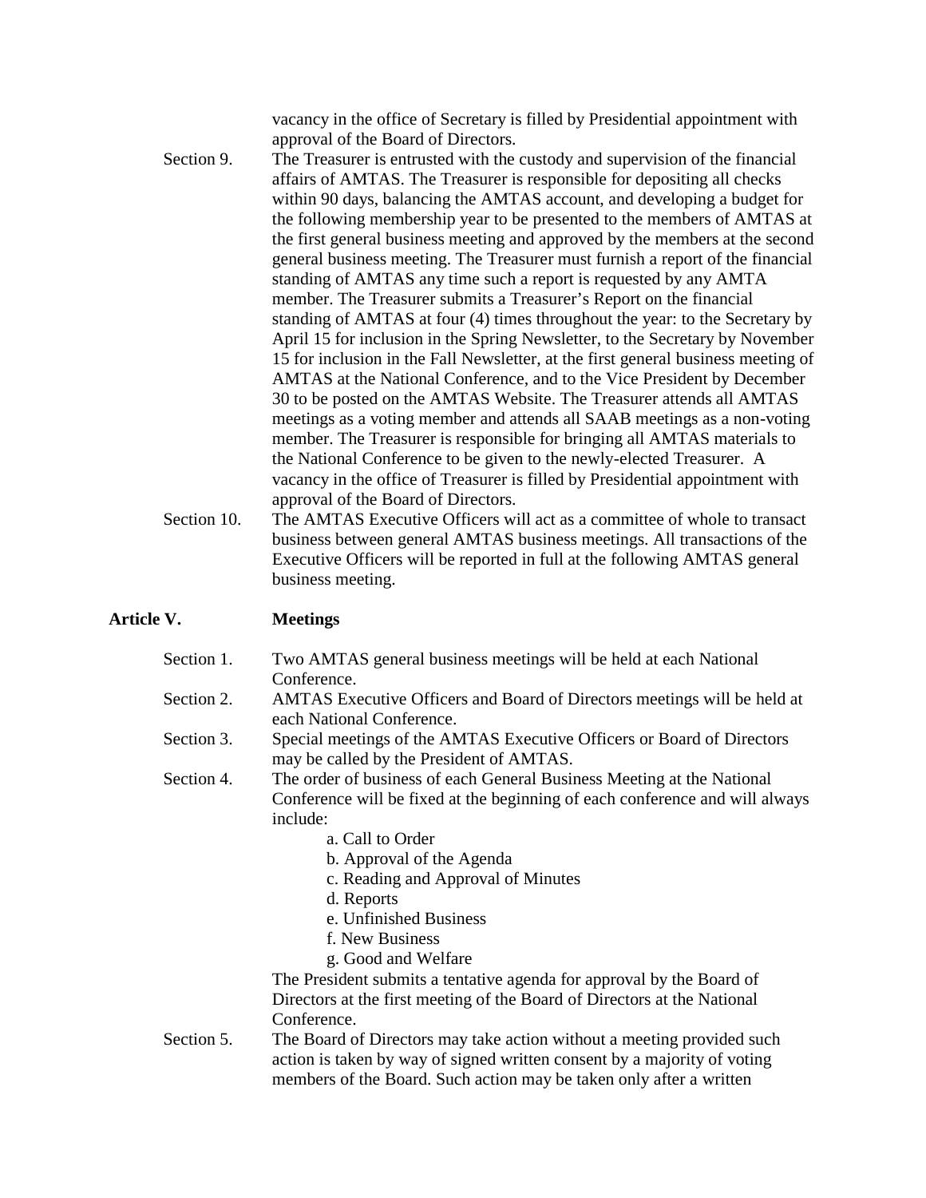vacancy in the office of Secretary is filled by Presidential appointment with approval of the Board of Directors.

Section 9. The Treasurer is entrusted with the custody and supervision of the financial affairs of AMTAS. The Treasurer is responsible for depositing all checks within 90 days, balancing the AMTAS account, and developing a budget for the following membership year to be presented to the members of AMTAS at the first general business meeting and approved by the members at the second general business meeting. The Treasurer must furnish a report of the financial standing of AMTAS any time such a report is requested by any AMTA member. The Treasurer submits a Treasurer's Report on the financial standing of AMTAS at four (4) times throughout the year: to the Secretary by April 15 for inclusion in the Spring Newsletter, to the Secretary by November 15 for inclusion in the Fall Newsletter, at the first general business meeting of AMTAS at the National Conference, and to the Vice President by December 30 to be posted on the AMTAS Website. The Treasurer attends all AMTAS meetings as a voting member and attends all SAAB meetings as a non-voting member. The Treasurer is responsible for bringing all AMTAS materials to the National Conference to be given to the newly-elected Treasurer. A vacancy in the office of Treasurer is filled by Presidential appointment with approval of the Board of Directors.

Section 10. The AMTAS Executive Officers will act as a committee of whole to transact business between general AMTAS business meetings. All transactions of the Executive Officers will be reported in full at the following AMTAS general business meeting.

## Article V. Meetings

Section 1. Two AMTAS general business meetings will be held at each National Conference.

Section 2. AMTAS Executive Officers and Board of Directors meetings will be held at each National Conference.

Section 3. Special meetings of the AMTAS Executive Officers or Board of Directors may be called by the President of AMTAS.

Section 4. The order of business of each General Business Meeting at the National Conference will be fixed at the beginning of each conference and will always include:

a. Call to Order
b. Approval of the Agenda
c. Reading and Approval of Minutes
d. Reports
e. Unfinished Business
f. New Business
g. Good and Welfare

The President submits a tentative agenda for approval by the Board of Directors at the first meeting of the Board of Directors at the National Conference.

Section 5. The Board of Directors may take action without a meeting provided such action is taken by way of signed written consent by a majority of voting members of the Board. Such action may be taken only after a written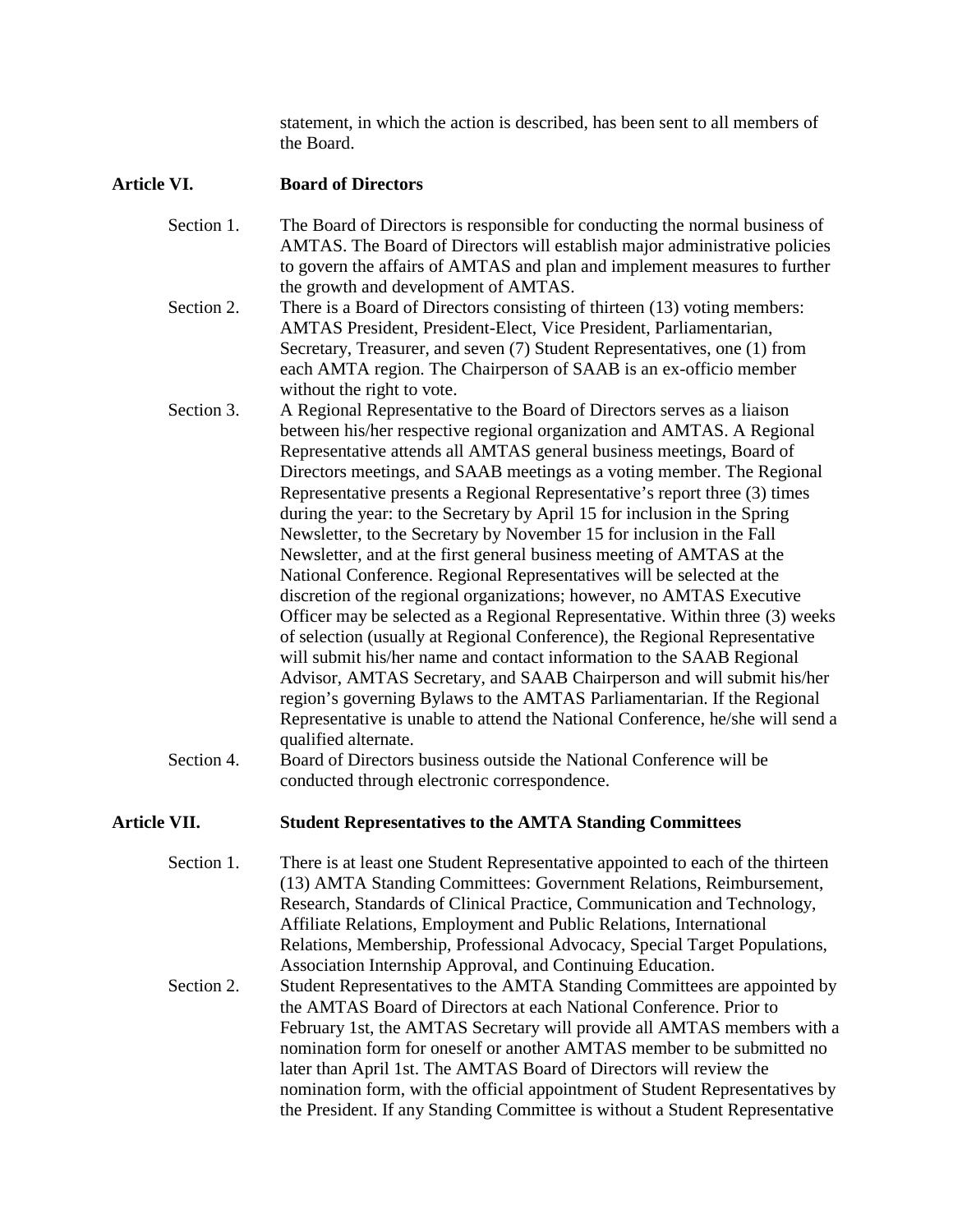statement, in which the action is described, has been sent to all members of the Board.

## Article VI. Board of Directors

Section 1. The Board of Directors is responsible for conducting the normal business of AMTAS. The Board of Directors will establish major administrative policies to govern the affairs of AMTAS and plan and implement measures to further the growth and development of AMTAS.

Section 2. There is a Board of Directors consisting of thirteen (13) voting members: AMTAS President, President-Elect, Vice President, Parliamentarian, Secretary, Treasurer, and seven (7) Student Representatives, one (1) from each AMTA region. The Chairperson of SAAB is an ex-officio member without the right to vote.

Section 3. A Regional Representative to the Board of Directors serves as a liaison between his/her respective regional organization and AMTAS. A Regional Representative attends all AMTAS general business meetings, Board of Directors meetings, and SAAB meetings as a voting member. The Regional Representative presents a Regional Representative's report three (3) times during the year: to the Secretary by April 15 for inclusion in the Spring Newsletter, to the Secretary by November 15 for inclusion in the Fall Newsletter, and at the first general business meeting of AMTAS at the National Conference. Regional Representatives will be selected at the discretion of the regional organizations; however, no AMTAS Executive Officer may be selected as a Regional Representative. Within three (3) weeks of selection (usually at Regional Conference), the Regional Representative will submit his/her name and contact information to the SAAB Regional Advisor, AMTAS Secretary, and SAAB Chairperson and will submit his/her region's governing Bylaws to the AMTAS Parliamentarian. If the Regional Representative is unable to attend the National Conference, he/she will send a qualified alternate.

Section 4. Board of Directors business outside the National Conference will be conducted through electronic correspondence.

## Article VII. Student Representatives to the AMTA Standing Committees

Section 1. There is at least one Student Representative appointed to each of the thirteen (13) AMTA Standing Committees: Government Relations, Reimbursement, Research, Standards of Clinical Practice, Communication and Technology, Affiliate Relations, Employment and Public Relations, International Relations, Membership, Professional Advocacy, Special Target Populations, Association Internship Approval, and Continuing Education.

Section 2. Student Representatives to the AMTA Standing Committees are appointed by the AMTAS Board of Directors at each National Conference. Prior to February 1st, the AMTAS Secretary will provide all AMTAS members with a nomination form for oneself or another AMTAS member to be submitted no later than April 1st. The AMTAS Board of Directors will review the nomination form, with the official appointment of Student Representatives by the President. If any Standing Committee is without a Student Representative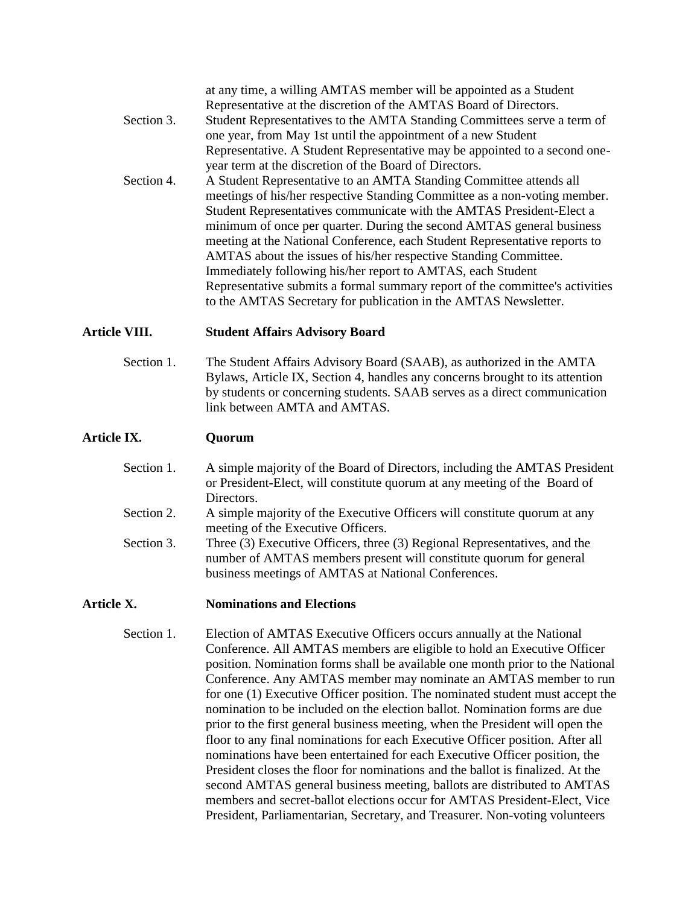at any time, a willing AMTAS member will be appointed as a Student Representative at the discretion of the AMTAS Board of Directors.

Section 3. Student Representatives to the AMTA Standing Committees serve a term of one year, from May 1st until the appointment of a new Student Representative. A Student Representative may be appointed to a second one-year term at the discretion of the Board of Directors.

Section 4. A Student Representative to an AMTA Standing Committee attends all meetings of his/her respective Standing Committee as a non-voting member. Student Representatives communicate with the AMTAS President-Elect a minimum of once per quarter. During the second AMTAS general business meeting at the National Conference, each Student Representative reports to AMTAS about the issues of his/her respective Standing Committee. Immediately following his/her report to AMTAS, each Student Representative submits a formal summary report of the committee's activities to the AMTAS Secretary for publication in the AMTAS Newsletter.

## Article VIII. Student Affairs Advisory Board

Section 1. The Student Affairs Advisory Board (SAAB), as authorized in the AMTA Bylaws, Article IX, Section 4, handles any concerns brought to its attention by students or concerning students. SAAB serves as a direct communication link between AMTA and AMTAS.

## Article IX. Quorum

Section 1. A simple majority of the Board of Directors, including the AMTAS President or President-Elect, will constitute quorum at any meeting of the Board of Directors.

Section 2. A simple majority of the Executive Officers will constitute quorum at any meeting of the Executive Officers.

Section 3. Three (3) Executive Officers, three (3) Regional Representatives, and the number of AMTAS members present will constitute quorum for general business meetings of AMTAS at National Conferences.

## Article X. Nominations and Elections

Section 1. Election of AMTAS Executive Officers occurs annually at the National Conference. All AMTAS members are eligible to hold an Executive Officer position. Nomination forms shall be available one month prior to the National Conference. Any AMTAS member may nominate an AMTAS member to run for one (1) Executive Officer position. The nominated student must accept the nomination to be included on the election ballot. Nomination forms are due prior to the first general business meeting, when the President will open the floor to any final nominations for each Executive Officer position. After all nominations have been entertained for each Executive Officer position, the President closes the floor for nominations and the ballot is finalized. At the second AMTAS general business meeting, ballots are distributed to AMTAS members and secret-ballot elections occur for AMTAS President-Elect, Vice President, Parliamentarian, Secretary, and Treasurer. Non-voting volunteers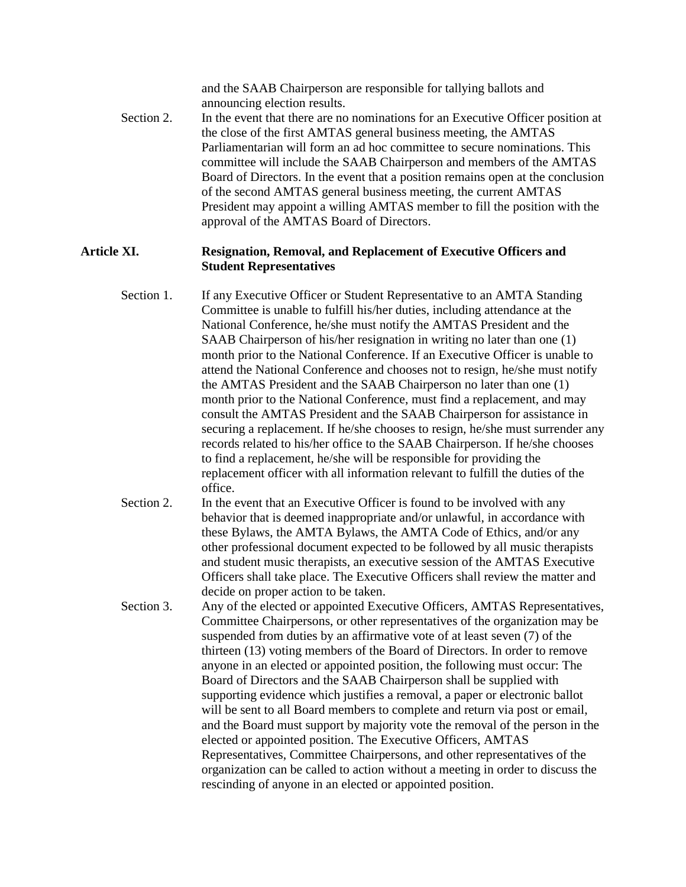and the SAAB Chairperson are responsible for tallying ballots and announcing election results.

Section 2. In the event that there are no nominations for an Executive Officer position at the close of the first AMTAS general business meeting, the AMTAS Parliamentarian will form an ad hoc committee to secure nominations. This committee will include the SAAB Chairperson and members of the AMTAS Board of Directors. In the event that a position remains open at the conclusion of the second AMTAS general business meeting, the current AMTAS President may appoint a willing AMTAS member to fill the position with the approval of the AMTAS Board of Directors.

## Article XI. Resignation, Removal, and Replacement of Executive Officers and Student Representatives

Section 1. If any Executive Officer or Student Representative to an AMTA Standing Committee is unable to fulfill his/her duties, including attendance at the National Conference, he/she must notify the AMTAS President and the SAAB Chairperson of his/her resignation in writing no later than one (1) month prior to the National Conference. If an Executive Officer is unable to attend the National Conference and chooses not to resign, he/she must notify the AMTAS President and the SAAB Chairperson no later than one (1) month prior to the National Conference, must find a replacement, and may consult the AMTAS President and the SAAB Chairperson for assistance in securing a replacement. If he/she chooses to resign, he/she must surrender any records related to his/her office to the SAAB Chairperson. If he/she chooses to find a replacement, he/she will be responsible for providing the replacement officer with all information relevant to fulfill the duties of the office.

Section 2. In the event that an Executive Officer is found to be involved with any behavior that is deemed inappropriate and/or unlawful, in accordance with these Bylaws, the AMTA Bylaws, the AMTA Code of Ethics, and/or any other professional document expected to be followed by all music therapists and student music therapists, an executive session of the AMTAS Executive Officers shall take place. The Executive Officers shall review the matter and decide on proper action to be taken.

Section 3. Any of the elected or appointed Executive Officers, AMTAS Representatives, Committee Chairpersons, or other representatives of the organization may be suspended from duties by an affirmative vote of at least seven (7) of the thirteen (13) voting members of the Board of Directors. In order to remove anyone in an elected or appointed position, the following must occur: The Board of Directors and the SAAB Chairperson shall be supplied with supporting evidence which justifies a removal, a paper or electronic ballot will be sent to all Board members to complete and return via post or email, and the Board must support by majority vote the removal of the person in the elected or appointed position. The Executive Officers, AMTAS Representatives, Committee Chairpersons, and other representatives of the organization can be called to action without a meeting in order to discuss the rescinding of anyone in an elected or appointed position.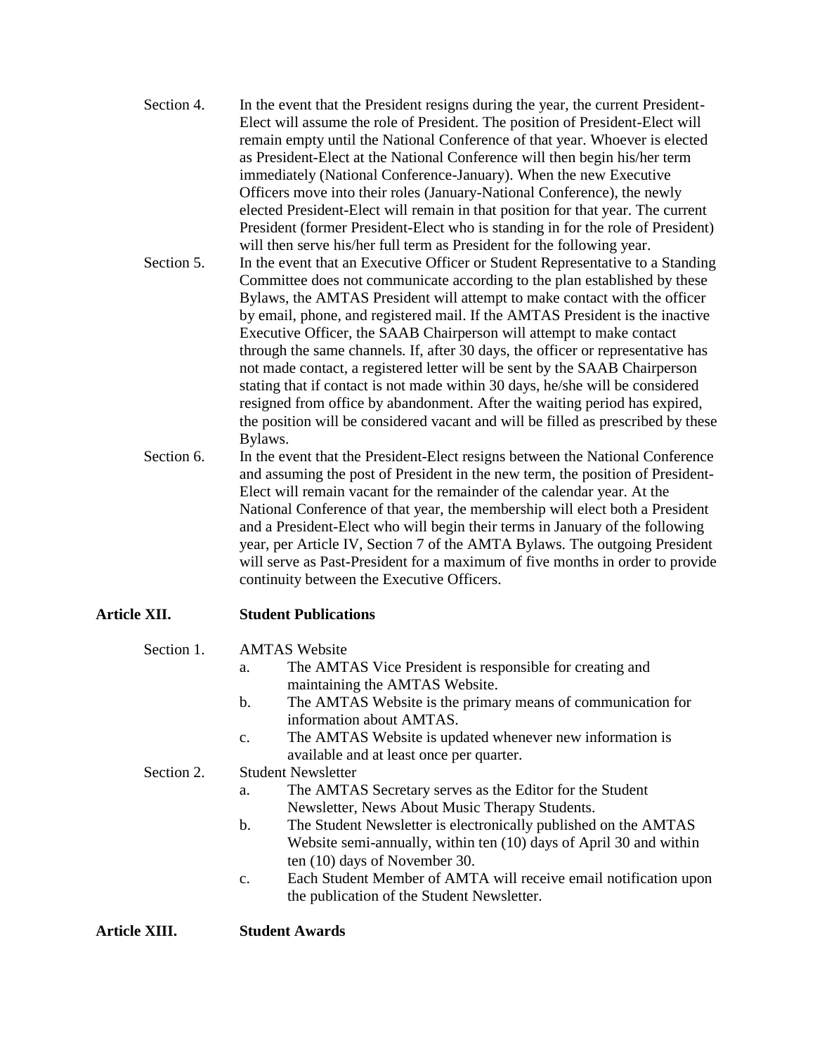Section 4. In the event that the President resigns during the year, the current President-Elect will assume the role of President. The position of President-Elect will remain empty until the National Conference of that year. Whoever is elected as President-Elect at the National Conference will then begin his/her term immediately (National Conference-January). When the new Executive Officers move into their roles (January-National Conference), the newly elected President-Elect will remain in that position for that year. The current President (former President-Elect who is standing in for the role of President) will then serve his/her full term as President for the following year.

Section 5. In the event that an Executive Officer or Student Representative to a Standing Committee does not communicate according to the plan established by these Bylaws, the AMTAS President will attempt to make contact with the officer by email, phone, and registered mail. If the AMTAS President is the inactive Executive Officer, the SAAB Chairperson will attempt to make contact through the same channels. If, after 30 days, the officer or representative has not made contact, a registered letter will be sent by the SAAB Chairperson stating that if contact is not made within 30 days, he/she will be considered resigned from office by abandonment. After the waiting period has expired, the position will be considered vacant and will be filled as prescribed by these Bylaws.

Section 6. In the event that the President-Elect resigns between the National Conference and assuming the post of President in the new term, the position of President-Elect will remain vacant for the remainder of the calendar year. At the National Conference of that year, the membership will elect both a President and a President-Elect who will begin their terms in January of the following year, per Article IV, Section 7 of the AMTA Bylaws. The outgoing President will serve as Past-President for a maximum of five months in order to provide continuity between the Executive Officers.

## Article XII. Student Publications

Section 1. AMTAS Website

- a. The AMTAS Vice President is responsible for creating and maintaining the AMTAS Website.
- b. The AMTAS Website is the primary means of communication for information about AMTAS.
- c. The AMTAS Website is updated whenever new information is available and at least once per quarter.

Section 2. Student Newsletter

- a. The AMTAS Secretary serves as the Editor for the Student Newsletter, News About Music Therapy Students.
- b. The Student Newsletter is electronically published on the AMTAS Website semi-annually, within ten (10) days of April 30 and within ten (10) days of November 30.
- c. Each Student Member of AMTA will receive email notification upon the publication of the Student Newsletter.

## Article XIII. Student Awards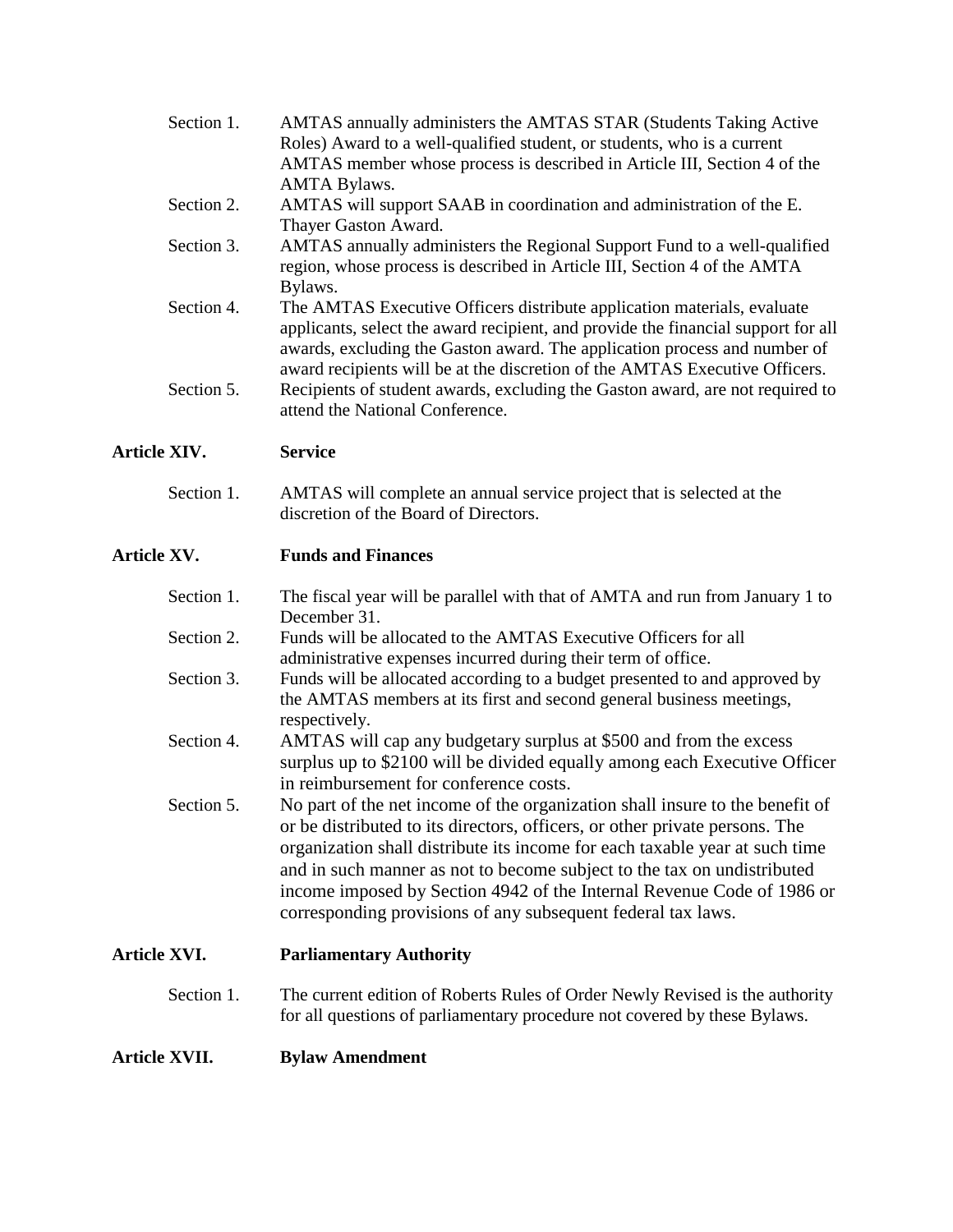Section 1. AMTAS annually administers the AMTAS STAR (Students Taking Active Roles) Award to a well-qualified student, or students, who is a current AMTAS member whose process is described in Article III, Section 4 of the AMTA Bylaws.

Section 2. AMTAS will support SAAB in coordination and administration of the E. Thayer Gaston Award.

Section 3. AMTAS annually administers the Regional Support Fund to a well-qualified region, whose process is described in Article III, Section 4 of the AMTA Bylaws.

Section 4. The AMTAS Executive Officers distribute application materials, evaluate applicants, select the award recipient, and provide the financial support for all awards, excluding the Gaston award. The application process and number of award recipients will be at the discretion of the AMTAS Executive Officers.

Section 5. Recipients of student awards, excluding the Gaston award, are not required to attend the National Conference.

## Article XIV. Service

Section 1. AMTAS will complete an annual service project that is selected at the discretion of the Board of Directors.

## Article XV. Funds and Finances

Section 1. The fiscal year will be parallel with that of AMTA and run from January 1 to December 31.

Section 2. Funds will be allocated to the AMTAS Executive Officers for all administrative expenses incurred during their term of office.

Section 3. Funds will be allocated according to a budget presented to and approved by the AMTAS members at its first and second general business meetings, respectively.

Section 4. AMTAS will cap any budgetary surplus at $500 and from the excess surplus up to $2100 will be divided equally among each Executive Officer in reimbursement for conference costs.

Section 5. No part of the net income of the organization shall insure to the benefit of or be distributed to its directors, officers, or other private persons. The organization shall distribute its income for each taxable year at such time and in such manner as not to become subject to the tax on undistributed income imposed by Section 4942 of the Internal Revenue Code of 1986 or corresponding provisions of any subsequent federal tax laws.

## Article XVI. Parliamentary Authority

Section 1. The current edition of Roberts Rules of Order Newly Revised is the authority for all questions of parliamentary procedure not covered by these Bylaws.

## Article XVII. Bylaw Amendment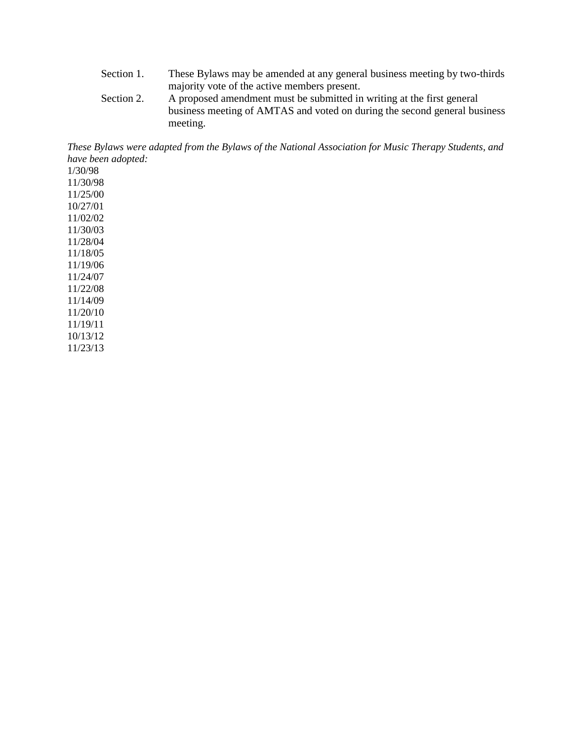Section 1. These Bylaws may be amended at any general business meeting by two-thirds majority vote of the active members present.

Section 2. A proposed amendment must be submitted in writing at the first general business meeting of AMTAS and voted on during the second general business meeting.

*These Bylaws were adapted from the Bylaws of the National Association for Music Therapy Students, and have been adopted:*

1/30/98
11/30/98
11/25/00
10/27/01
11/02/02
11/30/03
11/28/04
11/18/05
11/19/06
11/24/07
11/22/08
11/14/09
11/20/10
11/19/11
10/13/12
11/23/13